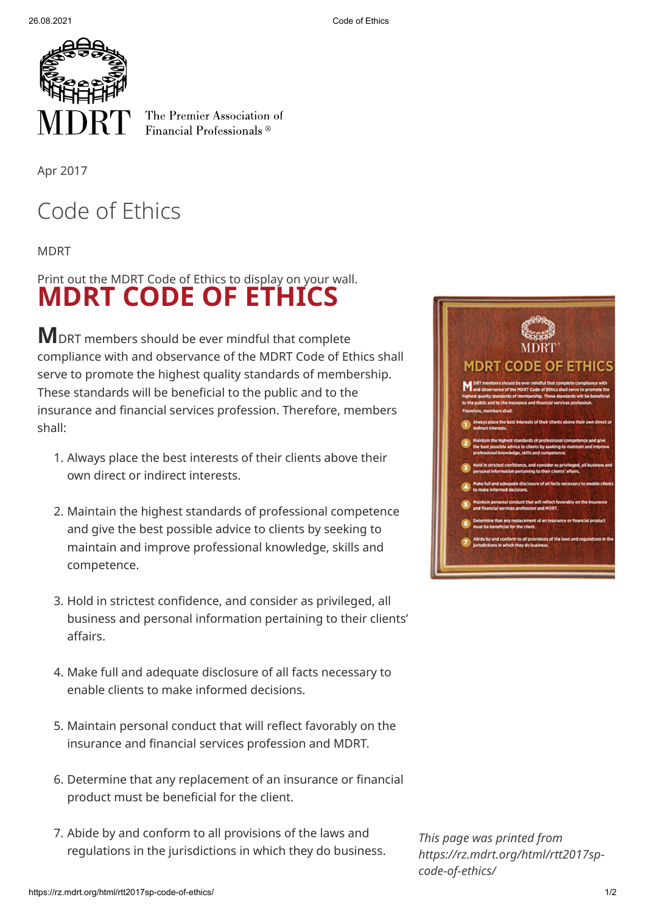MDRT

The Premier Association of Financial Professionals ®

Apr 2017

# Code of Ethics

MDRT

Print out the MDRT Code of Ethics to display on your wall.

## MDRT CODE OF ETHICS

**M**DRT members should be ever mindful that complete compliance with and observance of the MDRT Code of Ethics shall serve to promote the highest quality standards of membership. These standards will be beneficial to the public and to the insurance and financial services profession. Therefore, members shall:

1. Always place the best interests of their clients above their own direct or indirect interests.

2. Maintain the highest standards of professional competence and give the best possible advice to clients by seeking to maintain and improve professional knowledge, skills and competence.

3. Hold in strictest confidence, and consider as privileged, all business and personal information pertaining to their clients' affairs.

4. Make full and adequate disclosure of all facts necessary to enable clients to make informed decisions.

5. Maintain personal conduct that will reflect favorably on the insurance and financial services profession and MDRT.

6. Determine that any replacement of an insurance or financial product must be beneficial for the client.

7. Abide by and conform to all provisions of the laws and regulations in the jurisdictions in which they do business.

*This page was printed from https://rz.mdrt.org/html/rtt2017sp-code-of-ethics/*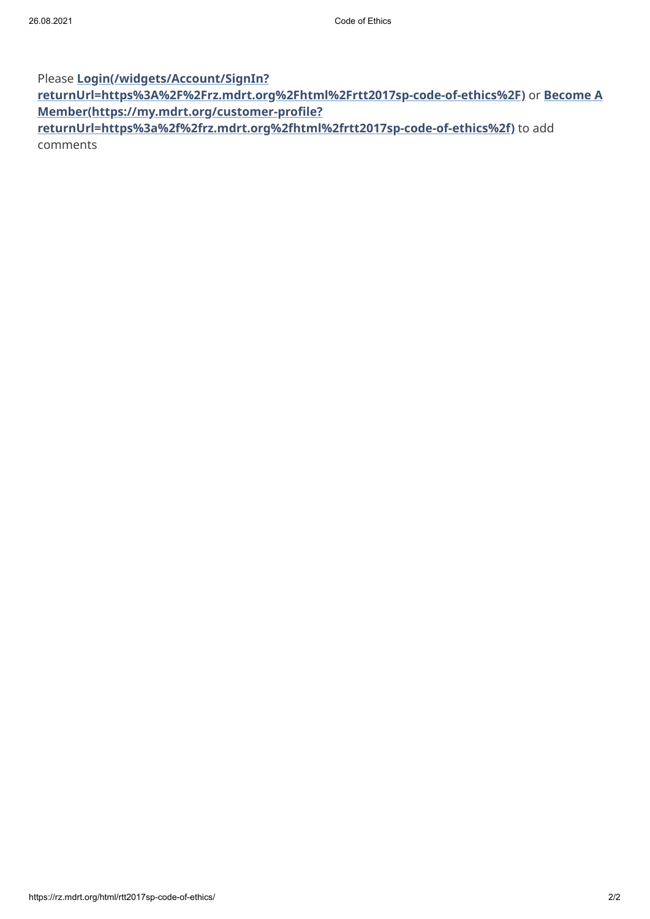Please **Login(/widgets/Account/SignIn?returnUrl=https%3A%2F%2Frz.mdrt.org%2Fhtml%2Frtt2017sp-code-of-ethics%2F)** or **Become A Member(https://my.mdrt.org/customer-profile?returnUrl=https%3a%2f%2frz.mdrt.org%2fhtml%2frtt2017sp-code-of-ethics%2f)** to add comments